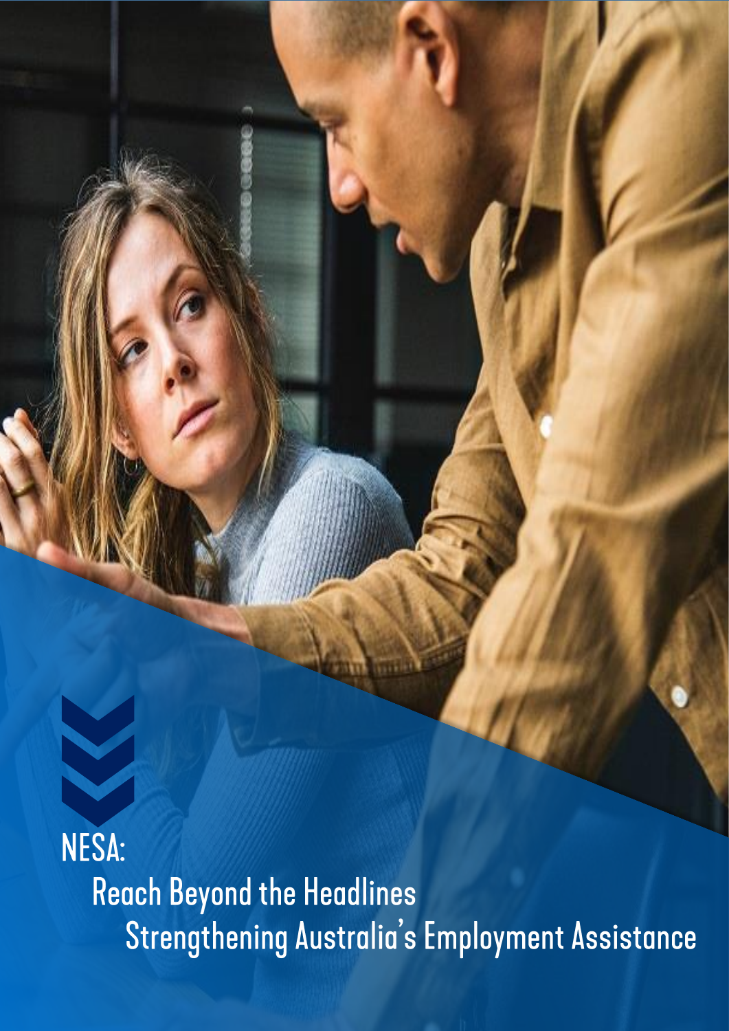# NESA:

## Reach Beyond the Headlines

## Strengthening Australia's Employment Assistance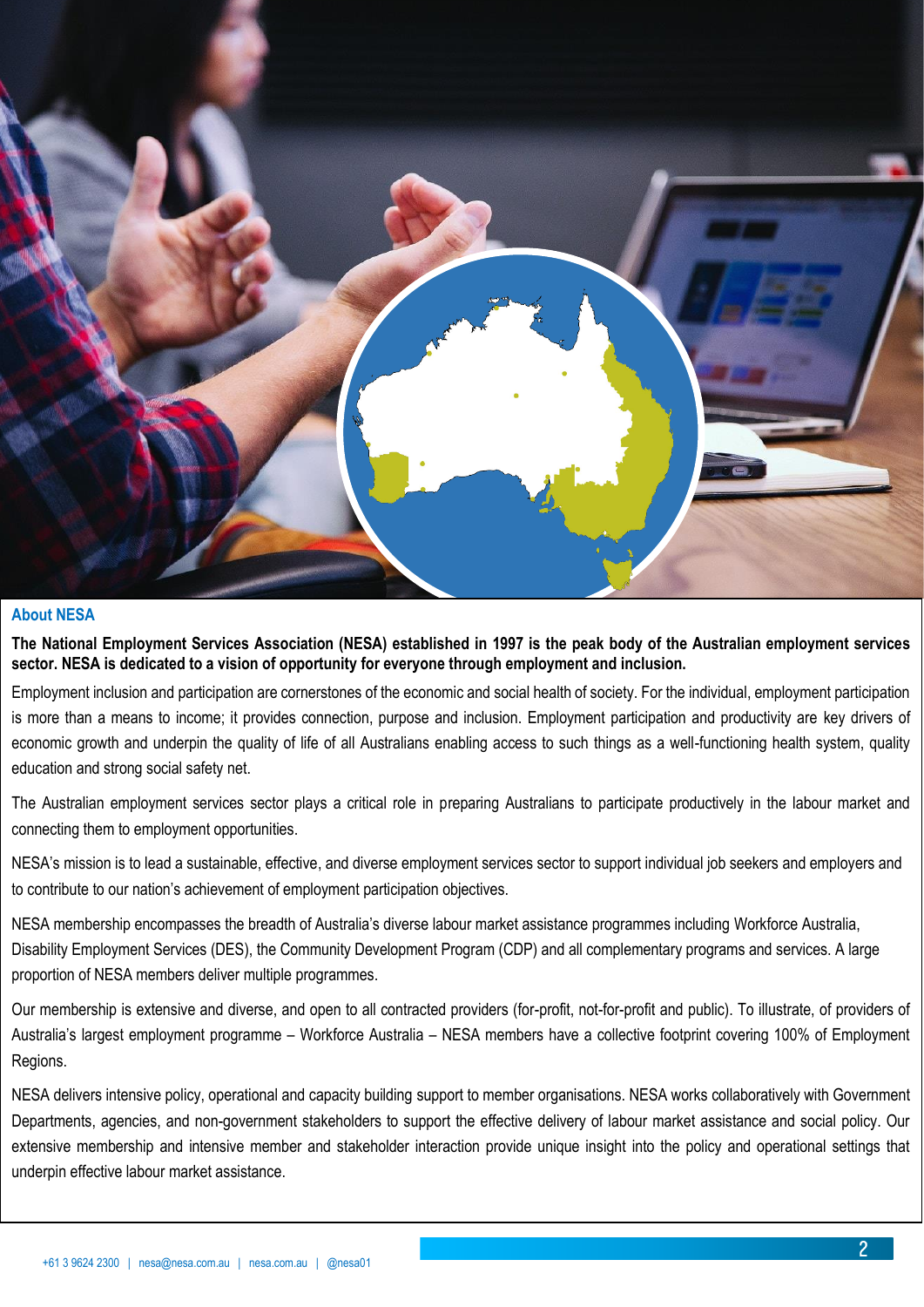## About NESA

**The National Employment Services Association (NESA) established in 1997 is the peak body of the Australian employment services sector. NESA is dedicated to a vision of opportunity for everyone through employment and inclusion.**

Employment inclusion and participation are cornerstones of the economic and social health of society. For the individual, employment participation is more than a means to income; it provides connection, purpose and inclusion. Employment participation and productivity are key drivers of economic growth and underpin the quality of life of all Australians enabling access to such things as a well-functioning health system, quality education and strong social safety net.

The Australian employment services sector plays a critical role in preparing Australians to participate productively in the labour market and connecting them to employment opportunities.

NESA's mission is to lead a sustainable, effective, and diverse employment services sector to support individual job seekers and employers and to contribute to our nation's achievement of employment participation objectives.

NESA membership encompasses the breadth of Australia's diverse labour market assistance programmes including Workforce Australia, Disability Employment Services (DES), the Community Development Program (CDP) and all complementary programs and services. A large proportion of NESA members deliver multiple programmes.

Our membership is extensive and diverse, and open to all contracted providers (for-profit, not-for-profit and public). To illustrate, of providers of Australia's largest employment programme – Workforce Australia – NESA members have a collective footprint covering 100% of Employment Regions.

NESA delivers intensive policy, operational and capacity building support to member organisations. NESA works collaboratively with Government Departments, agencies, and non-government stakeholders to support the effective delivery of labour market assistance and social policy. Our extensive membership and intensive member and stakeholder interaction provide unique insight into the policy and operational settings that underpin effective labour market assistance.

+61 3 9624 2300 | nesa@nesa.com.au | nesa.com.au | @nesa01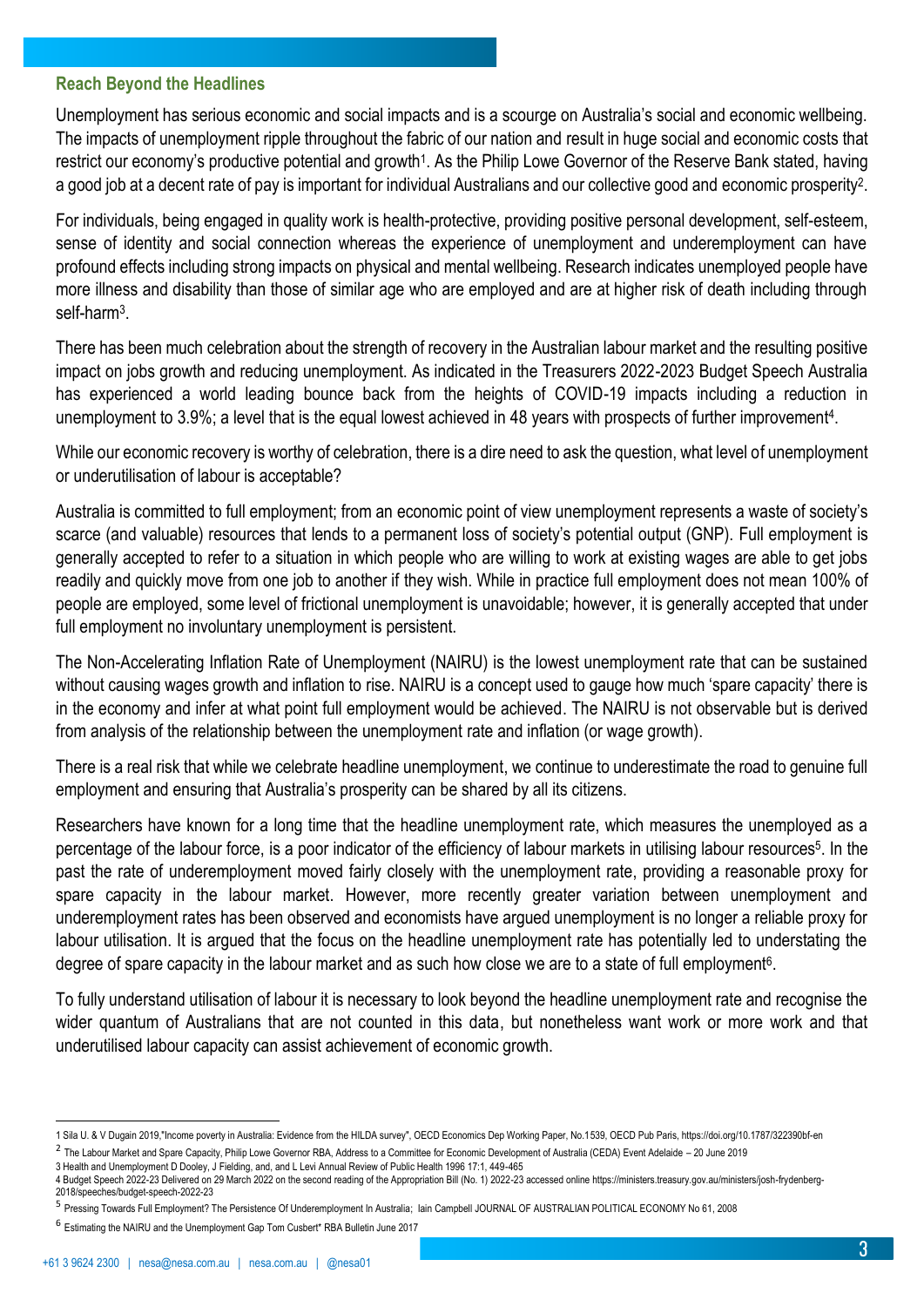## Reach Beyond the Headlines

Unemployment has serious economic and social impacts and is a scourge on Australia's social and economic wellbeing. The impacts of unemployment ripple throughout the fabric of our nation and result in huge social and economic costs that restrict our economy's productive potential and growth[1]. As the Philip Lowe Governor of the Reserve Bank stated, having a good job at a decent rate of pay is important for individual Australians and our collective good and economic prosperity[2].

For individuals, being engaged in quality work is health-protective, providing positive personal development, self-esteem, sense of identity and social connection whereas the experience of unemployment and underemployment can have profound effects including strong impacts on physical and mental wellbeing. Research indicates unemployed people have more illness and disability than those of similar age who are employed and are at higher risk of death including through self-harm[3].

There has been much celebration about the strength of recovery in the Australian labour market and the resulting positive impact on jobs growth and reducing unemployment. As indicated in the Treasurers 2022-2023 Budget Speech Australia has experienced a world leading bounce back from the heights of COVID-19 impacts including a reduction in unemployment to 3.9%; a level that is the equal lowest achieved in 48 years with prospects of further improvement[4].

While our economic recovery is worthy of celebration, there is a dire need to ask the question, what level of unemployment or underutilisation of labour is acceptable?

Australia is committed to full employment; from an economic point of view unemployment represents a waste of society's scarce (and valuable) resources that lends to a permanent loss of society's potential output (GNP). Full employment is generally accepted to refer to a situation in which people who are willing to work at existing wages are able to get jobs readily and quickly move from one job to another if they wish. While in practice full employment does not mean 100% of people are employed, some level of frictional unemployment is unavoidable; however, it is generally accepted that under full employment no involuntary unemployment is persistent.

The Non-Accelerating Inflation Rate of Unemployment (NAIRU) is the lowest unemployment rate that can be sustained without causing wages growth and inflation to rise. NAIRU is a concept used to gauge how much 'spare capacity' there is in the economy and infer at what point full employment would be achieved. The NAIRU is not observable but is derived from analysis of the relationship between the unemployment rate and inflation (or wage growth).

There is a real risk that while we celebrate headline unemployment, we continue to underestimate the road to genuine full employment and ensuring that Australia's prosperity can be shared by all its citizens.

Researchers have known for a long time that the headline unemployment rate, which measures the unemployed as a percentage of the labour force, is a poor indicator of the efficiency of labour markets in utilising labour resources[5]. In the past the rate of underemployment moved fairly closely with the unemployment rate, providing a reasonable proxy for spare capacity in the labour market. However, more recently greater variation between unemployment and underemployment rates has been observed and economists have argued unemployment is no longer a reliable proxy for labour utilisation. It is argued that the focus on the headline unemployment rate has potentially led to understating the degree of spare capacity in the labour market and as such how close we are to a state of full employment[6].

To fully understand utilisation of labour it is necessary to look beyond the headline unemployment rate and recognise the wider quantum of Australians that are not counted in this data, but nonetheless want work or more work and that underutilised labour capacity can assist achievement of economic growth.

---

1 Sila U. & V Dugain 2019,"Income poverty in Australia: Evidence from the HILDA survey", OECD Economics Dep Working Paper, No.1539, OECD Pub Paris, https://doi.org/10.1787/322390bf-en

2 The Labour Market and Spare Capacity, Philip Lowe Governor RBA, Address to a Committee for Economic Development of Australia (CEDA) Event Adelaide – 20 June 2019

3 Health and Unemployment D Dooley, J Fielding, and, and L Levi Annual Review of Public Health 1996 17:1, 449-465

4 Budget Speech 2022-23 Delivered on 29 March 2022 on the second reading of the Appropriation Bill (No. 1) 2022-23 accessed online https://ministers.treasury.gov.au/ministers/josh-frydenberg-2018/speeches/budget-speech-2022-23

5 Pressing Towards Full Employment? The Persistence Of Underemployment In Australia; Iain Campbell JOURNAL OF AUSTRALIAN POLITICAL ECONOMY No 61, 2008

6 Estimating the NAIRU and the Unemployment Gap Tom Cusbert* RBA Bulletin June 2017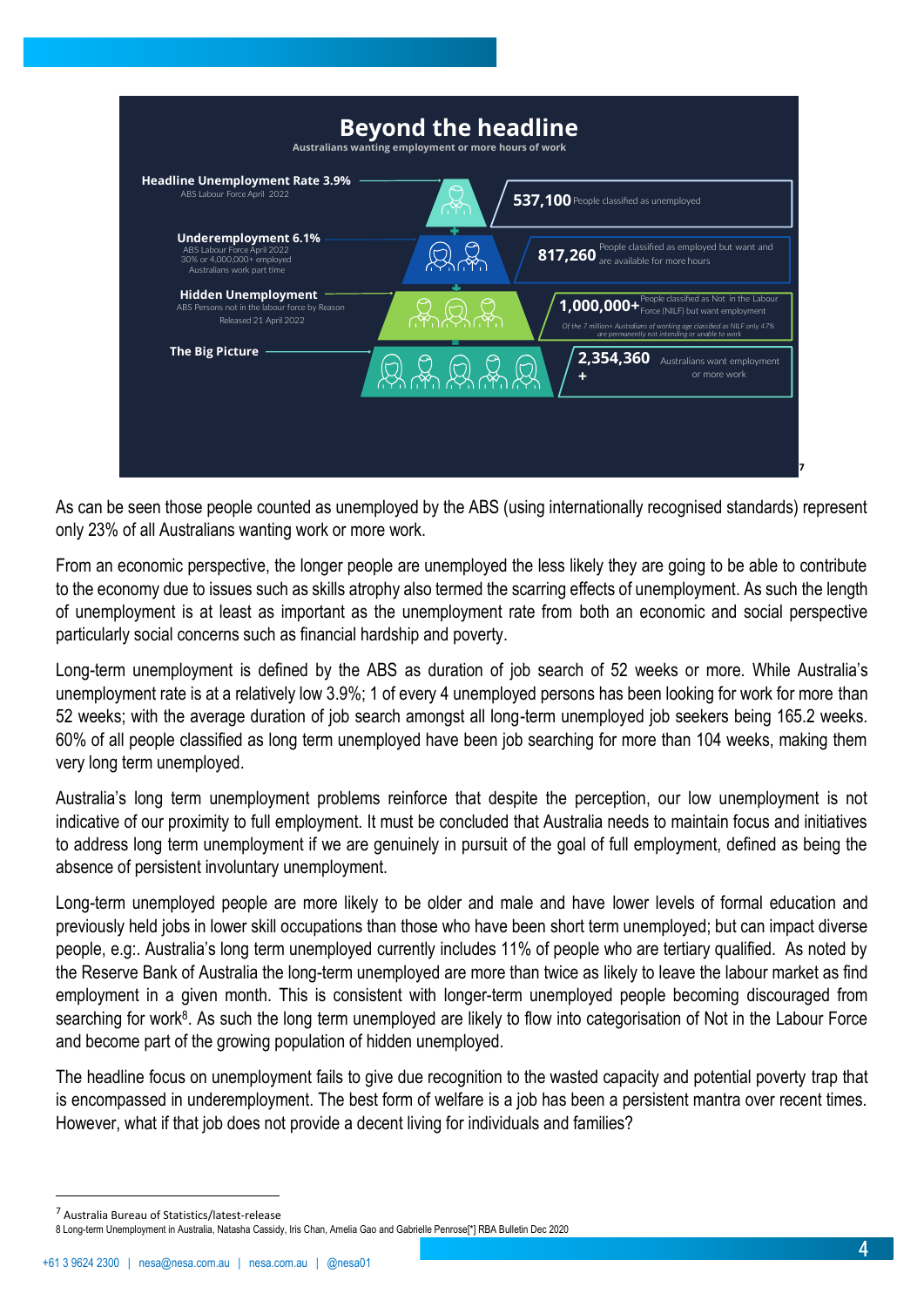## Beyond the headline

Australians wanting employment or more hours of work

**Headline Unemployment Rate 3.9%**
ABS Labour Force April 2022

**537,100** People classified as unemployed

**Underemployment 6.1%**
ABS Labour Force April 2022
30% or 4,000,000+ employed Australians work part time

**817,260** People classified as employed but want and are available for more hours

**Hidden Unemployment**
ABS Persons not in the labour force by Reason Released 21 April 2022

**1,000,000+** People classified as Not in the Labour Force (NILF) but want employment

*Of the 7 million+ Australians of working age classified as NILF only 47% are permanently not intending or unable to work*

**The Big Picture**

**2,354,360 +** Australians want employment or more work

[7]

As can be seen those people counted as unemployed by the ABS (using internationally recognised standards) represent only 23% of all Australians wanting work or more work.

From an economic perspective, the longer people are unemployed the less likely they are going to be able to contribute to the economy due to issues such as skills atrophy also termed the scarring effects of unemployment. As such the length of unemployment is at least as important as the unemployment rate from both an economic and social perspective particularly social concerns such as financial hardship and poverty.

Long-term unemployment is defined by the ABS as duration of job search of 52 weeks or more. While Australia's unemployment rate is at a relatively low 3.9%; 1 of every 4 unemployed persons has been looking for work for more than 52 weeks; with the average duration of job search amongst all long-term unemployed job seekers being 165.2 weeks. 60% of all people classified as long term unemployed have been job searching for more than 104 weeks, making them very long term unemployed.

Australia's long term unemployment problems reinforce that despite the perception, our low unemployment is not indicative of our proximity to full employment. It must be concluded that Australia needs to maintain focus and initiatives to address long term unemployment if we are genuinely in pursuit of the goal of full employment, defined as being the absence of persistent involuntary unemployment.

Long-term unemployed people are more likely to be older and male and have lower levels of formal education and previously held jobs in lower skill occupations than those who have been short term unemployed; but can impact diverse people, e.g:. Australia's long term unemployed currently includes 11% of people who are tertiary qualified. As noted by the Reserve Bank of Australia the long-term unemployed are more than twice as likely to leave the labour market as find employment in a given month. This is consistent with longer-term unemployed people becoming discouraged from searching for work[8]. As such the long term unemployed are likely to flow into categorisation of Not in the Labour Force and become part of the growing population of hidden unemployed.

The headline focus on unemployment fails to give due recognition to the wasted capacity and potential poverty trap that is encompassed in underemployment. The best form of welfare is a job has been a persistent mantra over recent times. However, what if that job does not provide a decent living for individuals and families?

---

[7] Australia Bureau of Statistics/latest-release

8 Long-term Unemployment in Australia, Natasha Cassidy, Iris Chan, Amelia Gao and Gabrielle Penrose[*] RBA Bulletin Dec 2020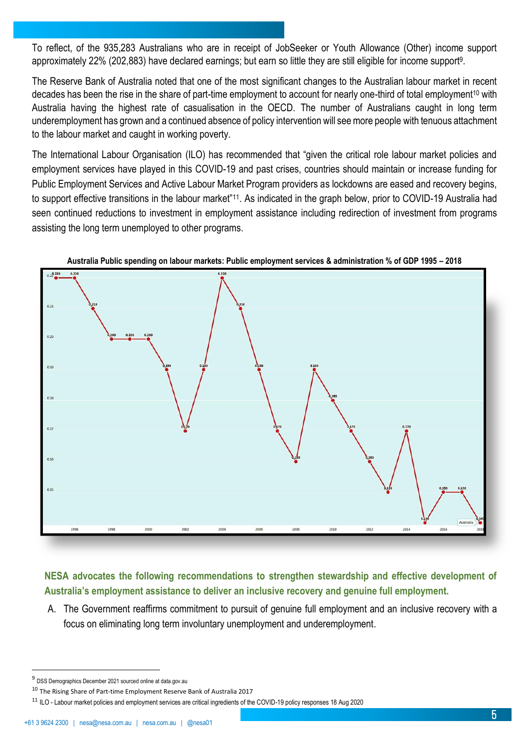To reflect, of the 935,283 Australians who are in receipt of JobSeeker or Youth Allowance (Other) income support approximately 22% (202,883) have declared earnings; but earn so little they are still eligible for income support[9].

The Reserve Bank of Australia noted that one of the most significant changes to the Australian labour market in recent decades has been the rise in the share of part-time employment to account for nearly one-third of total employment[10] with Australia having the highest rate of casualisation in the OECD. The number of Australians caught in long term underemployment has grown and a continued absence of policy intervention will see more people with tenuous attachment to the labour market and caught in working poverty.

The International Labour Organisation (ILO) has recommended that "given the critical role labour market policies and employment services have played in this COVID-19 and past crises, countries should maintain or increase funding for Public Employment Services and Active Labour Market Program providers as lockdowns are eased and recovery begins, to support effective transitions in the labour market"[11]. As indicated in the graph below, prior to COVID-19 Australia had seen continued reductions to investment in employment assistance including redirection of investment from programs assisting the long term unemployed to other programs.

**Australia Public spending on labour markets: Public employment services & administration % of GDP 1995 – 2018**

**NESA advocates the following recommendations to strengthen stewardship and effective development of Australia's employment assistance to deliver an inclusive recovery and genuine full employment.**

A. The Government reaffirms commitment to pursuit of genuine full employment and an inclusive recovery with a focus on eliminating long term involuntary unemployment and underemployment.

---

[9] DSS Demographics December 2021 sourced online at data.gov.au

[10] The Rising Share of Part-time Employment Reserve Bank of Australia 2017

[11] ILO - Labour market policies and employment services are critical ingredients of the COVID-19 policy responses 18 Aug 2020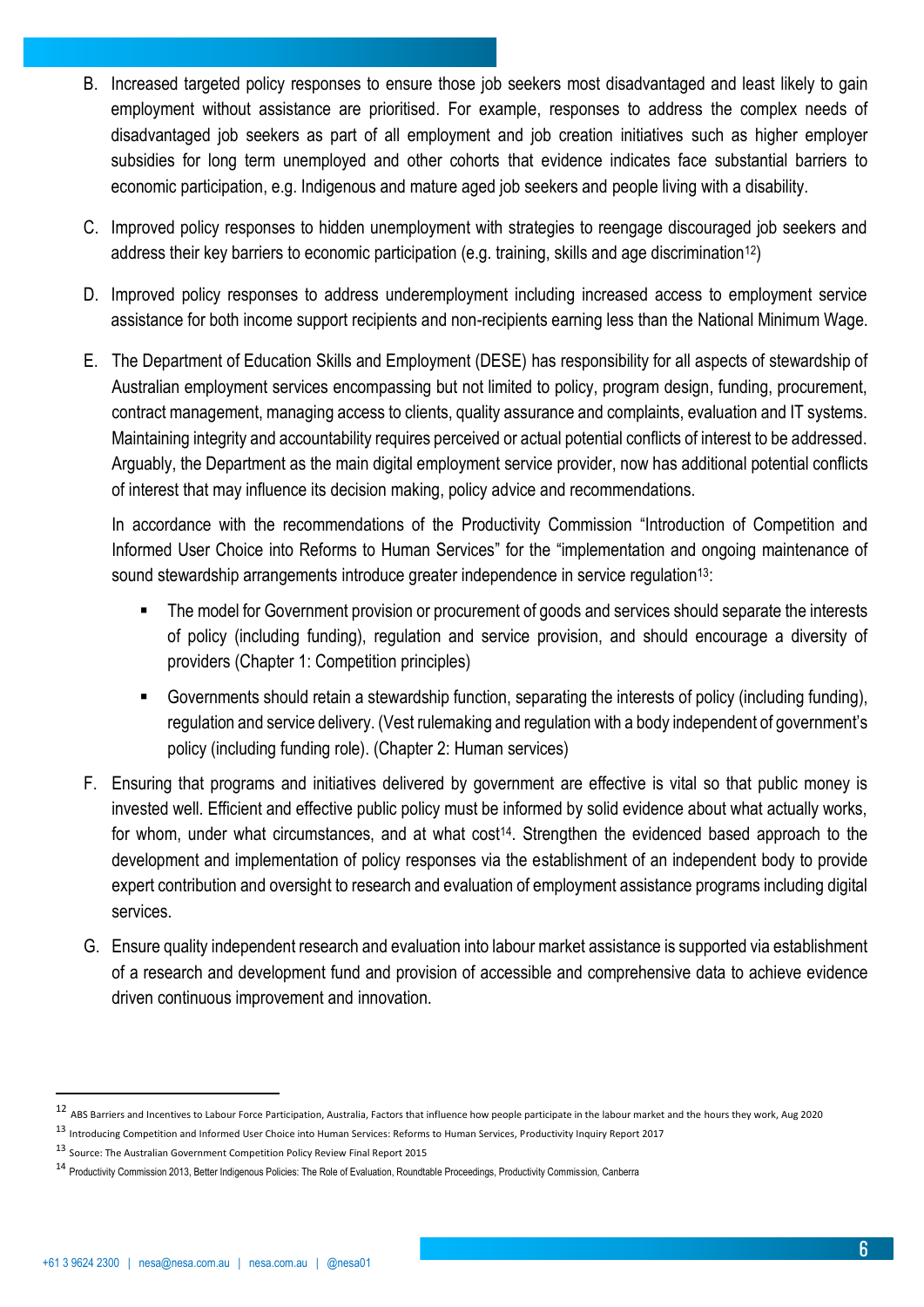B. Increased targeted policy responses to ensure those job seekers most disadvantaged and least likely to gain employment without assistance are prioritised. For example, responses to address the complex needs of disadvantaged job seekers as part of all employment and job creation initiatives such as higher employer subsidies for long term unemployed and other cohorts that evidence indicates face substantial barriers to economic participation, e.g. Indigenous and mature aged job seekers and people living with a disability.

C. Improved policy responses to hidden unemployment with strategies to reengage discouraged job seekers and address their key barriers to economic participation (e.g. training, skills and age discrimination[12])

D. Improved policy responses to address underemployment including increased access to employment service assistance for both income support recipients and non-recipients earning less than the National Minimum Wage.

E. The Department of Education Skills and Employment (DESE) has responsibility for all aspects of stewardship of Australian employment services encompassing but not limited to policy, program design, funding, procurement, contract management, managing access to clients, quality assurance and complaints, evaluation and IT systems. Maintaining integrity and accountability requires perceived or actual potential conflicts of interest to be addressed. Arguably, the Department as the main digital employment service provider, now has additional potential conflicts of interest that may influence its decision making, policy advice and recommendations.

   In accordance with the recommendations of the Productivity Commission "Introduction of Competition and Informed User Choice into Reforms to Human Services" for the "implementation and ongoing maintenance of sound stewardship arrangements introduce greater independence in service regulation[13]:

   - The model for Government provision or procurement of goods and services should separate the interests of policy (including funding), regulation and service provision, and should encourage a diversity of providers (Chapter 1: Competition principles)
   - Governments should retain a stewardship function, separating the interests of policy (including funding), regulation and service delivery. (Vest rulemaking and regulation with a body independent of government's policy (including funding role). (Chapter 2: Human services)

F. Ensuring that programs and initiatives delivered by government are effective is vital so that public money is invested well. Efficient and effective public policy must be informed by solid evidence about what actually works, for whom, under what circumstances, and at what cost[14]. Strengthen the evidenced based approach to the development and implementation of policy responses via the establishment of an independent body to provide expert contribution and oversight to research and evaluation of employment assistance programs including digital services.

G. Ensure quality independent research and evaluation into labour market assistance is supported via establishment of a research and development fund and provision of accessible and comprehensive data to achieve evidence driven continuous improvement and innovation.

---

[12] ABS Barriers and Incentives to Labour Force Participation, Australia, Factors that influence how people participate in the labour market and the hours they work, Aug 2020

[13] Introducing Competition and Informed User Choice into Human Services: Reforms to Human Services, Productivity Inquiry Report 2017

[13] Source: The Australian Government Competition Policy Review Final Report 2015

[14] Productivity Commission 2013, Better Indigenous Policies: The Role of Evaluation, Roundtable Proceedings, Productivity Commission, Canberra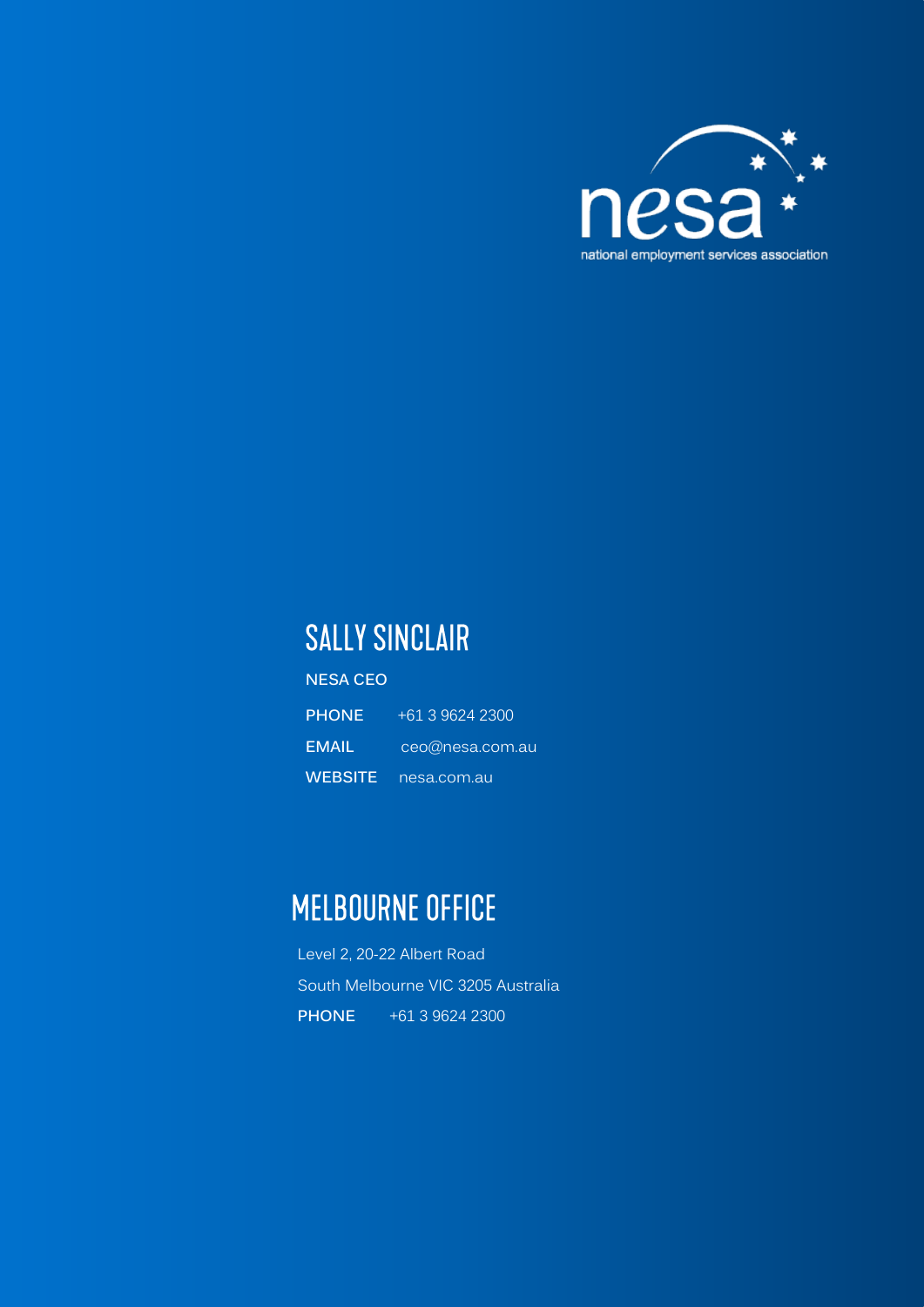nesa

national employment services association

## SALLY SINCLAIR

**NESA CEO**

**PHONE** +61 3 9624 2300

**EMAIL** ceo@nesa.com.au

**WEBSITE** nesa.com.au

## MELBOURNE OFFICE

Level 2, 20-22 Albert Road

South Melbourne VIC 3205 Australia

**PHONE** +61 3 9624 2300